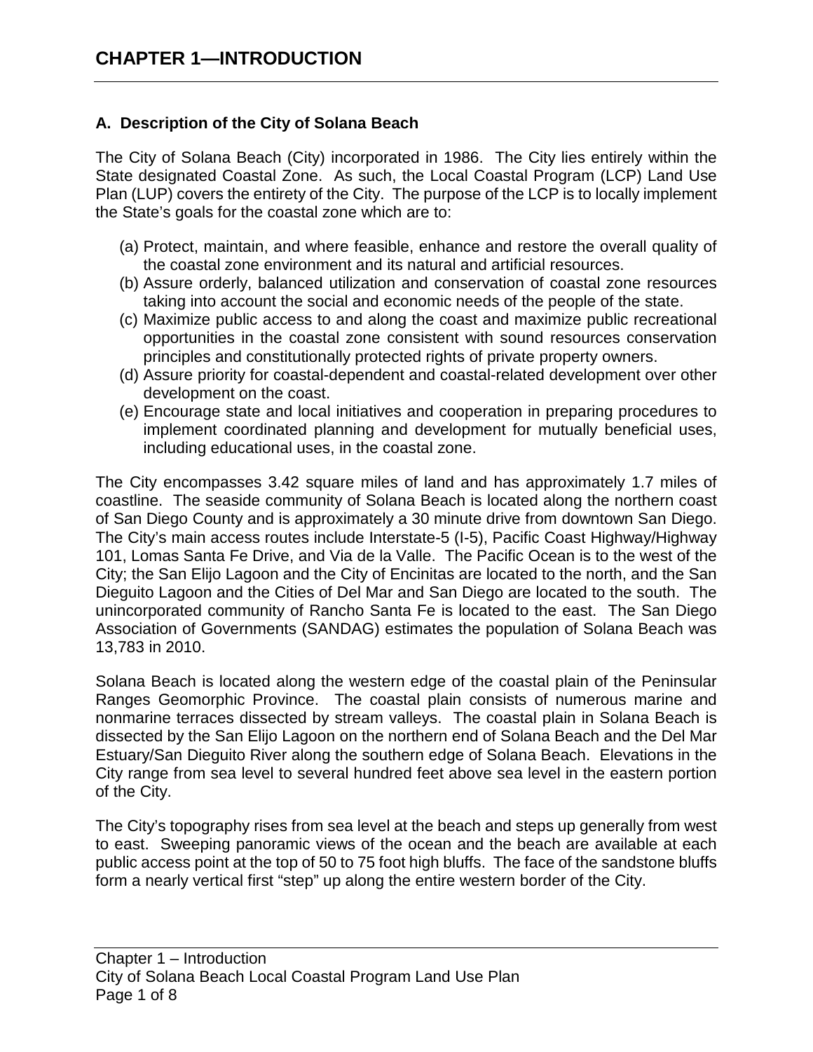# CHAPTER 1—INTRODUCTION

## A. Description of the City of Solana Beach

The City of Solana Beach (City) incorporated in 1986. The City lies entirely within the State designated Coastal Zone. As such, the Local Coastal Program (LCP) Land Use Plan (LUP) covers the entirety of the City. The purpose of the LCP is to locally implement the State's goals for the coastal zone which are to:

(a) Protect, maintain, and where feasible, enhance and restore the overall quality of the coastal zone environment and its natural and artificial resources.
(b) Assure orderly, balanced utilization and conservation of coastal zone resources taking into account the social and economic needs of the people of the state.
(c) Maximize public access to and along the coast and maximize public recreational opportunities in the coastal zone consistent with sound resources conservation principles and constitutionally protected rights of private property owners.
(d) Assure priority for coastal-dependent and coastal-related development over other development on the coast.
(e) Encourage state and local initiatives and cooperation in preparing procedures to implement coordinated planning and development for mutually beneficial uses, including educational uses, in the coastal zone.

The City encompasses 3.42 square miles of land and has approximately 1.7 miles of coastline. The seaside community of Solana Beach is located along the northern coast of San Diego County and is approximately a 30 minute drive from downtown San Diego. The City's main access routes include Interstate-5 (I-5), Pacific Coast Highway/Highway 101, Lomas Santa Fe Drive, and Via de la Valle. The Pacific Ocean is to the west of the City; the San Elijo Lagoon and the City of Encinitas are located to the north, and the San Dieguito Lagoon and the Cities of Del Mar and San Diego are located to the south. The unincorporated community of Rancho Santa Fe is located to the east. The San Diego Association of Governments (SANDAG) estimates the population of Solana Beach was 13,783 in 2010.

Solana Beach is located along the western edge of the coastal plain of the Peninsular Ranges Geomorphic Province. The coastal plain consists of numerous marine and nonmarine terraces dissected by stream valleys. The coastal plain in Solana Beach is dissected by the San Elijo Lagoon on the northern end of Solana Beach and the Del Mar Estuary/San Dieguito River along the southern edge of Solana Beach. Elevations in the City range from sea level to several hundred feet above sea level in the eastern portion of the City.

The City's topography rises from sea level at the beach and steps up generally from west to east. Sweeping panoramic views of the ocean and the beach are available at each public access point at the top of 50 to 75 foot high bluffs. The face of the sandstone bluffs form a nearly vertical first "step" up along the entire western border of the City.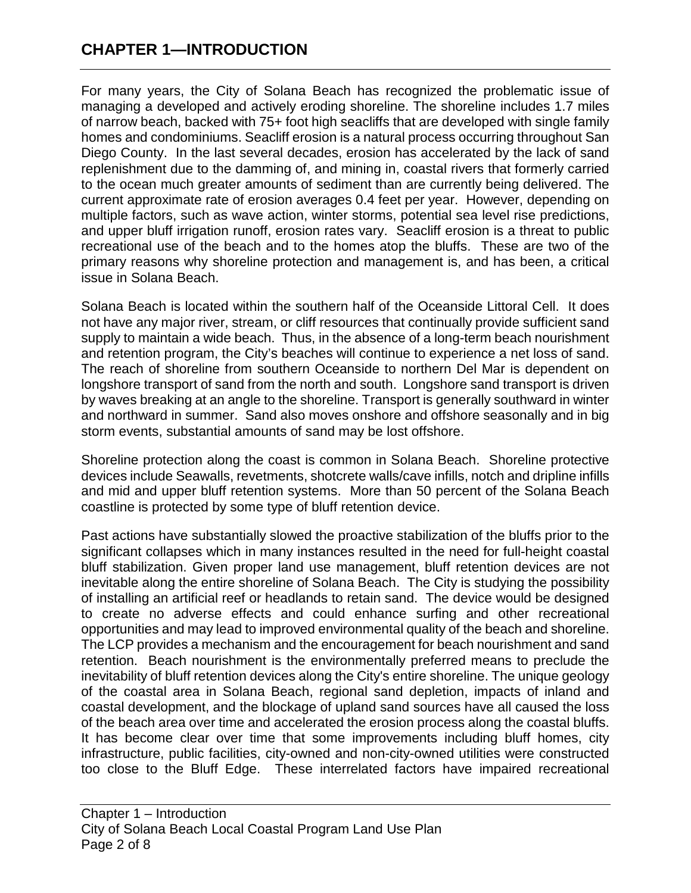# CHAPTER 1—INTRODUCTION

For many years, the City of Solana Beach has recognized the problematic issue of managing a developed and actively eroding shoreline. The shoreline includes 1.7 miles of narrow beach, backed with 75+ foot high seacliffs that are developed with single family homes and condominiums. Seacliff erosion is a natural process occurring throughout San Diego County. In the last several decades, erosion has accelerated by the lack of sand replenishment due to the damming of, and mining in, coastal rivers that formerly carried to the ocean much greater amounts of sediment than are currently being delivered. The current approximate rate of erosion averages 0.4 feet per year. However, depending on multiple factors, such as wave action, winter storms, potential sea level rise predictions, and upper bluff irrigation runoff, erosion rates vary. Seacliff erosion is a threat to public recreational use of the beach and to the homes atop the bluffs. These are two of the primary reasons why shoreline protection and management is, and has been, a critical issue in Solana Beach.

Solana Beach is located within the southern half of the Oceanside Littoral Cell. It does not have any major river, stream, or cliff resources that continually provide sufficient sand supply to maintain a wide beach. Thus, in the absence of a long-term beach nourishment and retention program, the City's beaches will continue to experience a net loss of sand. The reach of shoreline from southern Oceanside to northern Del Mar is dependent on longshore transport of sand from the north and south. Longshore sand transport is driven by waves breaking at an angle to the shoreline. Transport is generally southward in winter and northward in summer. Sand also moves onshore and offshore seasonally and in big storm events, substantial amounts of sand may be lost offshore.

Shoreline protection along the coast is common in Solana Beach. Shoreline protective devices include Seawalls, revetments, shotcrete walls/cave infills, notch and dripline infills and mid and upper bluff retention systems. More than 50 percent of the Solana Beach coastline is protected by some type of bluff retention device.

Past actions have substantially slowed the proactive stabilization of the bluffs prior to the significant collapses which in many instances resulted in the need for full-height coastal bluff stabilization. Given proper land use management, bluff retention devices are not inevitable along the entire shoreline of Solana Beach. The City is studying the possibility of installing an artificial reef or headlands to retain sand. The device would be designed to create no adverse effects and could enhance surfing and other recreational opportunities and may lead to improved environmental quality of the beach and shoreline. The LCP provides a mechanism and the encouragement for beach nourishment and sand retention. Beach nourishment is the environmentally preferred means to preclude the inevitability of bluff retention devices along the City's entire shoreline. The unique geology of the coastal area in Solana Beach, regional sand depletion, impacts of inland and coastal development, and the blockage of upland sand sources have all caused the loss of the beach area over time and accelerated the erosion process along the coastal bluffs. It has become clear over time that some improvements including bluff homes, city infrastructure, public facilities, city-owned and non-city-owned utilities were constructed too close to the Bluff Edge. These interrelated factors have impaired recreational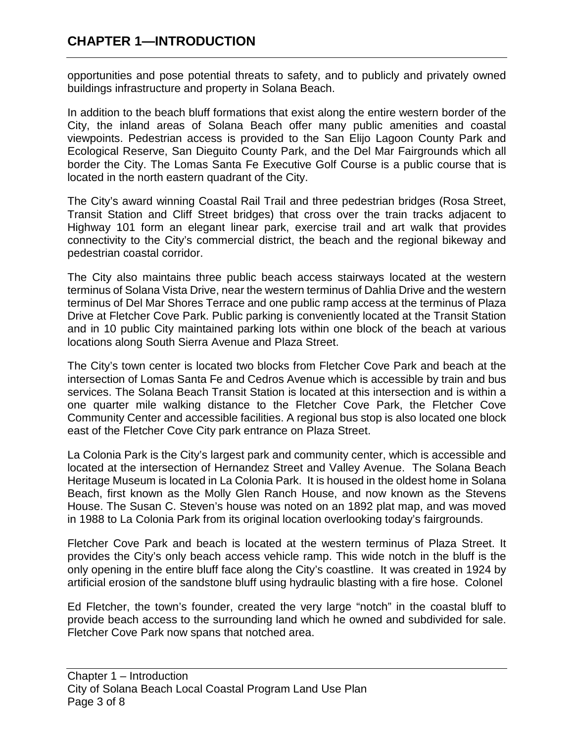opportunities and pose potential threats to safety, and to publicly and privately owned buildings infrastructure and property in Solana Beach.

In addition to the beach bluff formations that exist along the entire western border of the City, the inland areas of Solana Beach offer many public amenities and coastal viewpoints. Pedestrian access is provided to the San Elijo Lagoon County Park and Ecological Reserve, San Dieguito County Park, and the Del Mar Fairgrounds which all border the City. The Lomas Santa Fe Executive Golf Course is a public course that is located in the north eastern quadrant of the City.

The City's award winning Coastal Rail Trail and three pedestrian bridges (Rosa Street, Transit Station and Cliff Street bridges) that cross over the train tracks adjacent to Highway 101 form an elegant linear park, exercise trail and art walk that provides connectivity to the City's commercial district, the beach and the regional bikeway and pedestrian coastal corridor.

The City also maintains three public beach access stairways located at the western terminus of Solana Vista Drive, near the western terminus of Dahlia Drive and the western terminus of Del Mar Shores Terrace and one public ramp access at the terminus of Plaza Drive at Fletcher Cove Park. Public parking is conveniently located at the Transit Station and in 10 public City maintained parking lots within one block of the beach at various locations along South Sierra Avenue and Plaza Street.

The City's town center is located two blocks from Fletcher Cove Park and beach at the intersection of Lomas Santa Fe and Cedros Avenue which is accessible by train and bus services. The Solana Beach Transit Station is located at this intersection and is within a one quarter mile walking distance to the Fletcher Cove Park, the Fletcher Cove Community Center and accessible facilities. A regional bus stop is also located one block east of the Fletcher Cove City park entrance on Plaza Street.

La Colonia Park is the City's largest park and community center, which is accessible and located at the intersection of Hernandez Street and Valley Avenue. The Solana Beach Heritage Museum is located in La Colonia Park. It is housed in the oldest home in Solana Beach, first known as the Molly Glen Ranch House, and now known as the Stevens House. The Susan C. Steven's house was noted on an 1892 plat map, and was moved in 1988 to La Colonia Park from its original location overlooking today's fairgrounds.

Fletcher Cove Park and beach is located at the western terminus of Plaza Street. It provides the City's only beach access vehicle ramp. This wide notch in the bluff is the only opening in the entire bluff face along the City's coastline. It was created in 1924 by artificial erosion of the sandstone bluff using hydraulic blasting with a fire hose. Colonel

Ed Fletcher, the town's founder, created the very large "notch" in the coastal bluff to provide beach access to the surrounding land which he owned and subdivided for sale. Fletcher Cove Park now spans that notched area.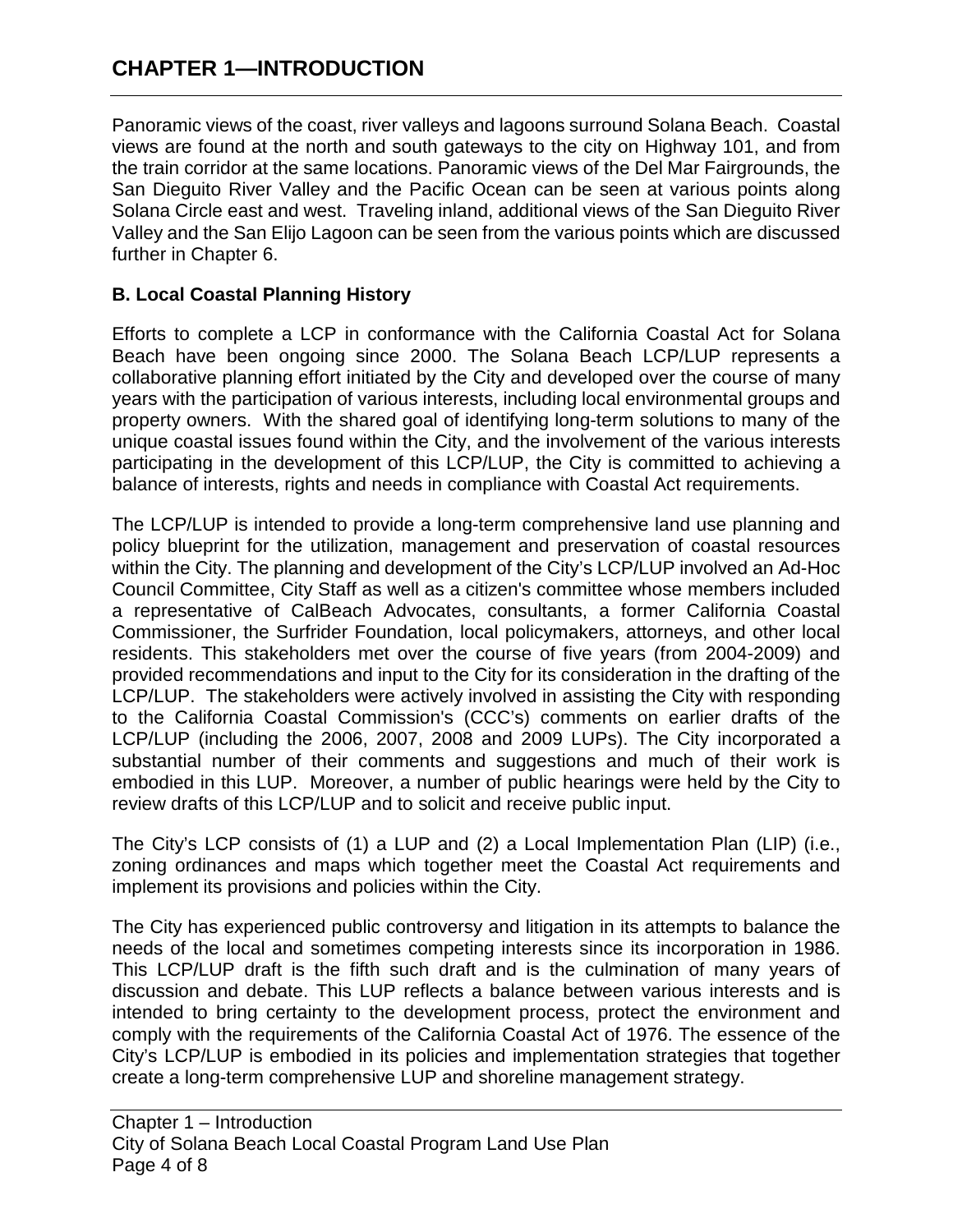Panoramic views of the coast, river valleys and lagoons surround Solana Beach. Coastal views are found at the north and south gateways to the city on Highway 101, and from the train corridor at the same locations. Panoramic views of the Del Mar Fairgrounds, the San Dieguito River Valley and the Pacific Ocean can be seen at various points along Solana Circle east and west. Traveling inland, additional views of the San Dieguito River Valley and the San Elijo Lagoon can be seen from the various points which are discussed further in Chapter 6.

### B. Local Coastal Planning History

Efforts to complete a LCP in conformance with the California Coastal Act for Solana Beach have been ongoing since 2000. The Solana Beach LCP/LUP represents a collaborative planning effort initiated by the City and developed over the course of many years with the participation of various interests, including local environmental groups and property owners. With the shared goal of identifying long-term solutions to many of the unique coastal issues found within the City, and the involvement of the various interests participating in the development of this LCP/LUP, the City is committed to achieving a balance of interests, rights and needs in compliance with Coastal Act requirements.

The LCP/LUP is intended to provide a long-term comprehensive land use planning and policy blueprint for the utilization, management and preservation of coastal resources within the City. The planning and development of the City's LCP/LUP involved an Ad-Hoc Council Committee, City Staff as well as a citizen's committee whose members included a representative of CalBeach Advocates, consultants, a former California Coastal Commissioner, the Surfrider Foundation, local policymakers, attorneys, and other local residents. This stakeholders met over the course of five years (from 2004-2009) and provided recommendations and input to the City for its consideration in the drafting of the LCP/LUP. The stakeholders were actively involved in assisting the City with responding to the California Coastal Commission's (CCC's) comments on earlier drafts of the LCP/LUP (including the 2006, 2007, 2008 and 2009 LUPs). The City incorporated a substantial number of their comments and suggestions and much of their work is embodied in this LUP. Moreover, a number of public hearings were held by the City to review drafts of this LCP/LUP and to solicit and receive public input.

The City's LCP consists of (1) a LUP and (2) a Local Implementation Plan (LIP) (i.e., zoning ordinances and maps which together meet the Coastal Act requirements and implement its provisions and policies within the City.

The City has experienced public controversy and litigation in its attempts to balance the needs of the local and sometimes competing interests since its incorporation in 1986. This LCP/LUP draft is the fifth such draft and is the culmination of many years of discussion and debate. This LUP reflects a balance between various interests and is intended to bring certainty to the development process, protect the environment and comply with the requirements of the California Coastal Act of 1976. The essence of the City's LCP/LUP is embodied in its policies and implementation strategies that together create a long-term comprehensive LUP and shoreline management strategy.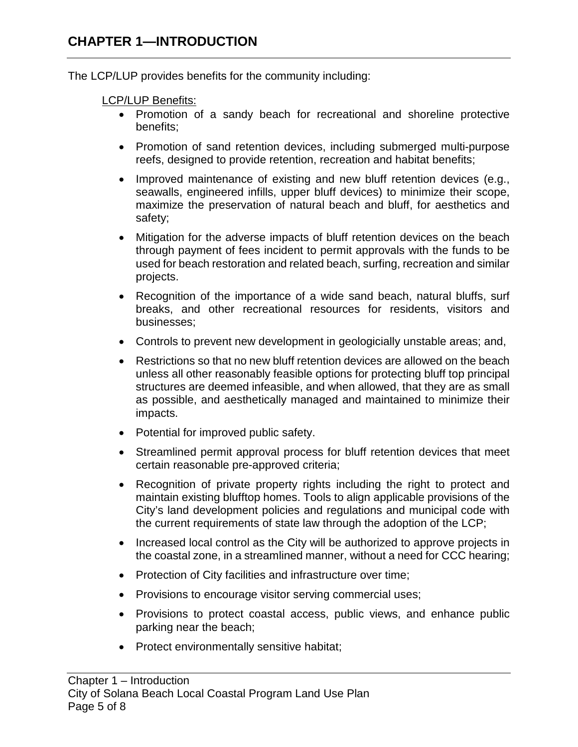## CHAPTER 1—INTRODUCTION

The LCP/LUP provides benefits for the community including:

LCP/LUP Benefits:

- Promotion of a sandy beach for recreational and shoreline protective benefits;
- Promotion of sand retention devices, including submerged multi-purpose reefs, designed to provide retention, recreation and habitat benefits;
- Improved maintenance of existing and new bluff retention devices (e.g., seawalls, engineered infills, upper bluff devices) to minimize their scope, maximize the preservation of natural beach and bluff, for aesthetics and safety;
- Mitigation for the adverse impacts of bluff retention devices on the beach through payment of fees incident to permit approvals with the funds to be used for beach restoration and related beach, surfing, recreation and similar projects.
- Recognition of the importance of a wide sand beach, natural bluffs, surf breaks, and other recreational resources for residents, visitors and businesses;
- Controls to prevent new development in geologicially unstable areas; and,
- Restrictions so that no new bluff retention devices are allowed on the beach unless all other reasonably feasible options for protecting bluff top principal structures are deemed infeasible, and when allowed, that they are as small as possible, and aesthetically managed and maintained to minimize their impacts.
- Potential for improved public safety.
- Streamlined permit approval process for bluff retention devices that meet certain reasonable pre-approved criteria;
- Recognition of private property rights including the right to protect and maintain existing blufftop homes. Tools to align applicable provisions of the City's land development policies and regulations and municipal code with the current requirements of state law through the adoption of the LCP;
- Increased local control as the City will be authorized to approve projects in the coastal zone, in a streamlined manner, without a need for CCC hearing;
- Protection of City facilities and infrastructure over time;
- Provisions to encourage visitor serving commercial uses;
- Provisions to protect coastal access, public views, and enhance public parking near the beach;
- Protect environmentally sensitive habitat;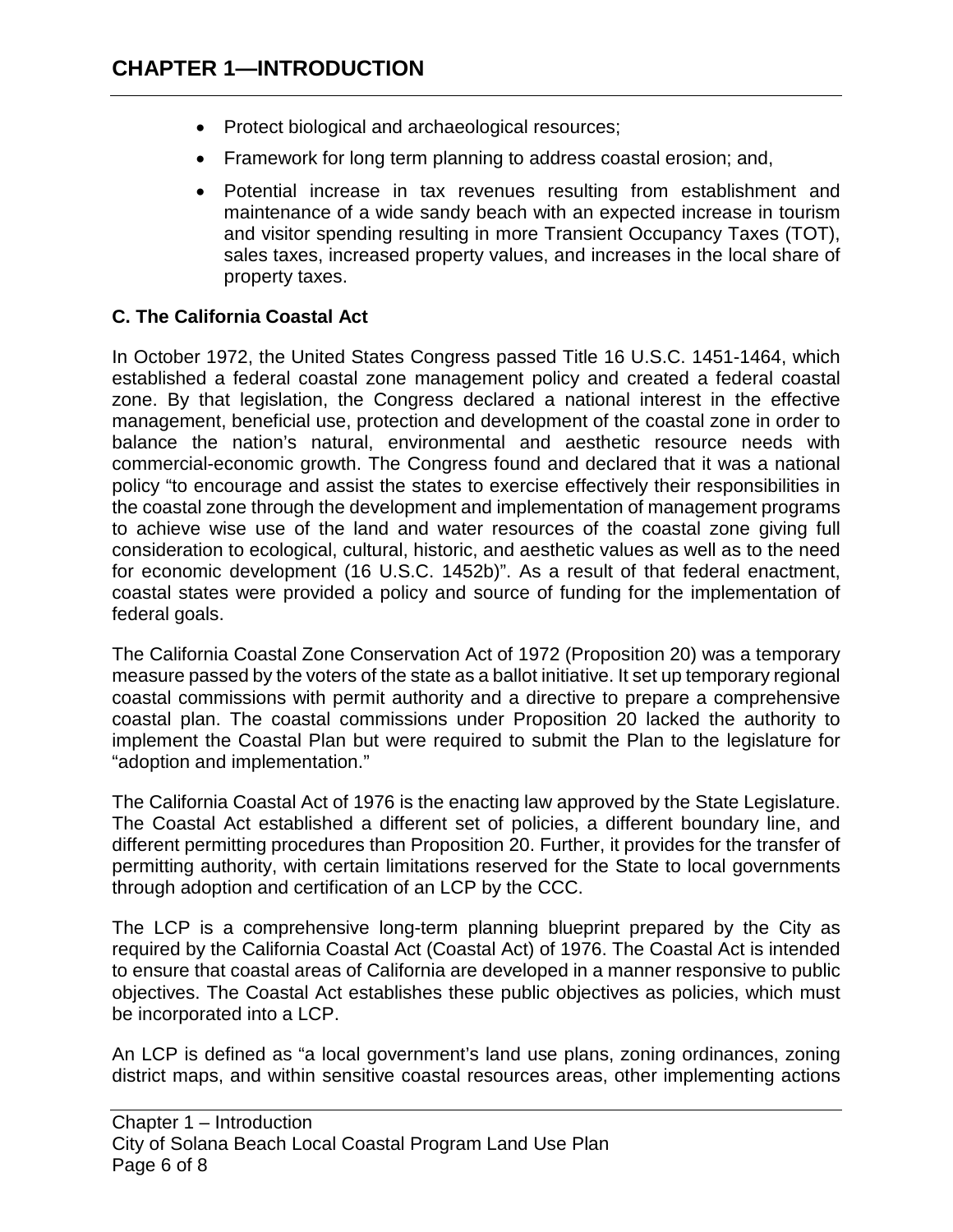- Protect biological and archaeological resources;
- Framework for long term planning to address coastal erosion; and,
- Potential increase in tax revenues resulting from establishment and maintenance of a wide sandy beach with an expected increase in tourism and visitor spending resulting in more Transient Occupancy Taxes (TOT), sales taxes, increased property values, and increases in the local share of property taxes.

**C. The California Coastal Act**

In October 1972, the United States Congress passed Title 16 U.S.C. 1451-1464, which established a federal coastal zone management policy and created a federal coastal zone. By that legislation, the Congress declared a national interest in the effective management, beneficial use, protection and development of the coastal zone in order to balance the nation's natural, environmental and aesthetic resource needs with commercial-economic growth. The Congress found and declared that it was a national policy "to encourage and assist the states to exercise effectively their responsibilities in the coastal zone through the development and implementation of management programs to achieve wise use of the land and water resources of the coastal zone giving full consideration to ecological, cultural, historic, and aesthetic values as well as to the need for economic development (16 U.S.C. 1452b)". As a result of that federal enactment, coastal states were provided a policy and source of funding for the implementation of federal goals.

The California Coastal Zone Conservation Act of 1972 (Proposition 20) was a temporary measure passed by the voters of the state as a ballot initiative. It set up temporary regional coastal commissions with permit authority and a directive to prepare a comprehensive coastal plan. The coastal commissions under Proposition 20 lacked the authority to implement the Coastal Plan but were required to submit the Plan to the legislature for "adoption and implementation."

The California Coastal Act of 1976 is the enacting law approved by the State Legislature. The Coastal Act established a different set of policies, a different boundary line, and different permitting procedures than Proposition 20. Further, it provides for the transfer of permitting authority, with certain limitations reserved for the State to local governments through adoption and certification of an LCP by the CCC.

The LCP is a comprehensive long-term planning blueprint prepared by the City as required by the California Coastal Act (Coastal Act) of 1976. The Coastal Act is intended to ensure that coastal areas of California are developed in a manner responsive to public objectives. The Coastal Act establishes these public objectives as policies, which must be incorporated into a LCP.

An LCP is defined as "a local government's land use plans, zoning ordinances, zoning district maps, and within sensitive coastal resources areas, other implementing actions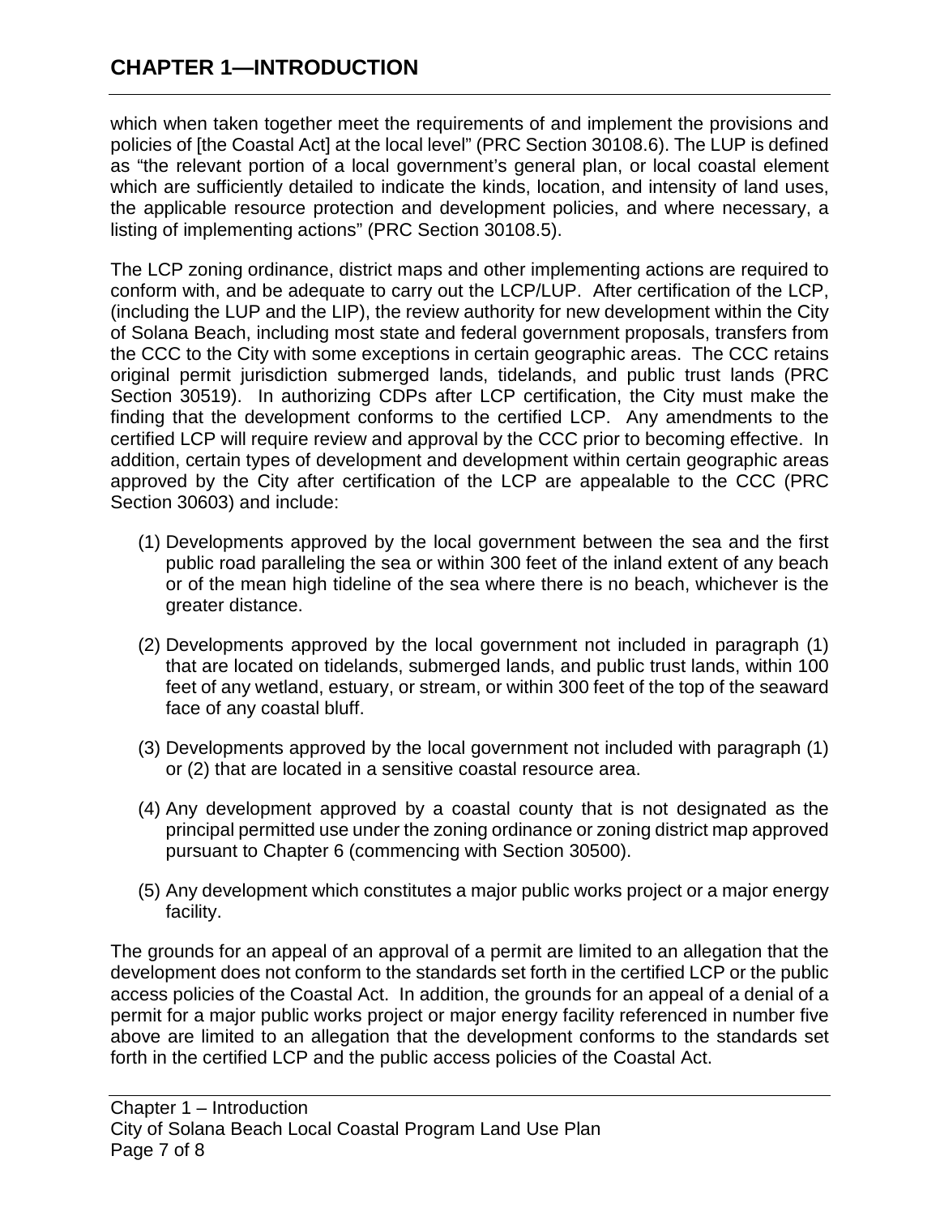which when taken together meet the requirements of and implement the provisions and policies of [the Coastal Act] at the local level" (PRC Section 30108.6). The LUP is defined as "the relevant portion of a local government's general plan, or local coastal element which are sufficiently detailed to indicate the kinds, location, and intensity of land uses, the applicable resource protection and development policies, and where necessary, a listing of implementing actions" (PRC Section 30108.5).

The LCP zoning ordinance, district maps and other implementing actions are required to conform with, and be adequate to carry out the LCP/LUP. After certification of the LCP, (including the LUP and the LIP), the review authority for new development within the City of Solana Beach, including most state and federal government proposals, transfers from the CCC to the City with some exceptions in certain geographic areas. The CCC retains original permit jurisdiction submerged lands, tidelands, and public trust lands (PRC Section 30519). In authorizing CDPs after LCP certification, the City must make the finding that the development conforms to the certified LCP. Any amendments to the certified LCP will require review and approval by the CCC prior to becoming effective. In addition, certain types of development and development within certain geographic areas approved by the City after certification of the LCP are appealable to the CCC (PRC Section 30603) and include:

(1) Developments approved by the local government between the sea and the first public road paralleling the sea or within 300 feet of the inland extent of any beach or of the mean high tideline of the sea where there is no beach, whichever is the greater distance.

(2) Developments approved by the local government not included in paragraph (1) that are located on tidelands, submerged lands, and public trust lands, within 100 feet of any wetland, estuary, or stream, or within 300 feet of the top of the seaward face of any coastal bluff.

(3) Developments approved by the local government not included with paragraph (1) or (2) that are located in a sensitive coastal resource area.

(4) Any development approved by a coastal county that is not designated as the principal permitted use under the zoning ordinance or zoning district map approved pursuant to Chapter 6 (commencing with Section 30500).

(5) Any development which constitutes a major public works project or a major energy facility.

The grounds for an appeal of an approval of a permit are limited to an allegation that the development does not conform to the standards set forth in the certified LCP or the public access policies of the Coastal Act. In addition, the grounds for an appeal of a denial of a permit for a major public works project or major energy facility referenced in number five above are limited to an allegation that the development conforms to the standards set forth in the certified LCP and the public access policies of the Coastal Act.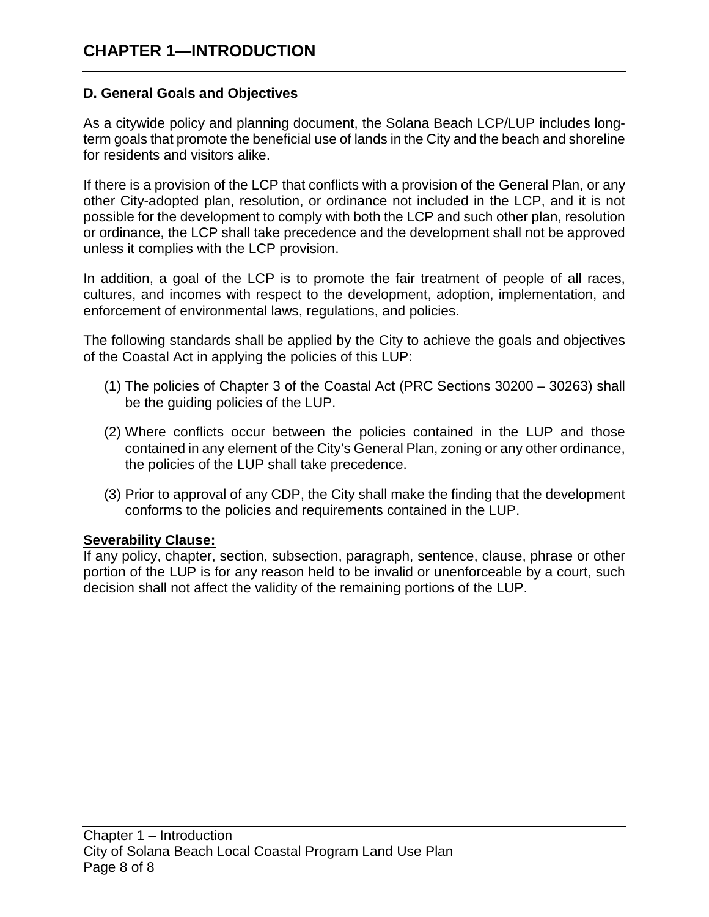## D. General Goals and Objectives

As a citywide policy and planning document, the Solana Beach LCP/LUP includes long-term goals that promote the beneficial use of lands in the City and the beach and shoreline for residents and visitors alike.

If there is a provision of the LCP that conflicts with a provision of the General Plan, or any other City-adopted plan, resolution, or ordinance not included in the LCP, and it is not possible for the development to comply with both the LCP and such other plan, resolution or ordinance, the LCP shall take precedence and the development shall not be approved unless it complies with the LCP provision.

In addition, a goal of the LCP is to promote the fair treatment of people of all races, cultures, and incomes with respect to the development, adoption, implementation, and enforcement of environmental laws, regulations, and policies.

The following standards shall be applied by the City to achieve the goals and objectives of the Coastal Act in applying the policies of this LUP:

(1) The policies of Chapter 3 of the Coastal Act (PRC Sections 30200 – 30263) shall be the guiding policies of the LUP.

(2) Where conflicts occur between the policies contained in the LUP and those contained in any element of the City's General Plan, zoning or any other ordinance, the policies of the LUP shall take precedence.

(3) Prior to approval of any CDP, the City shall make the finding that the development conforms to the policies and requirements contained in the LUP.

**Severability Clause:**
If any policy, chapter, section, subsection, paragraph, sentence, clause, phrase or other portion of the LUP is for any reason held to be invalid or unenforceable by a court, such decision shall not affect the validity of the remaining portions of the LUP.